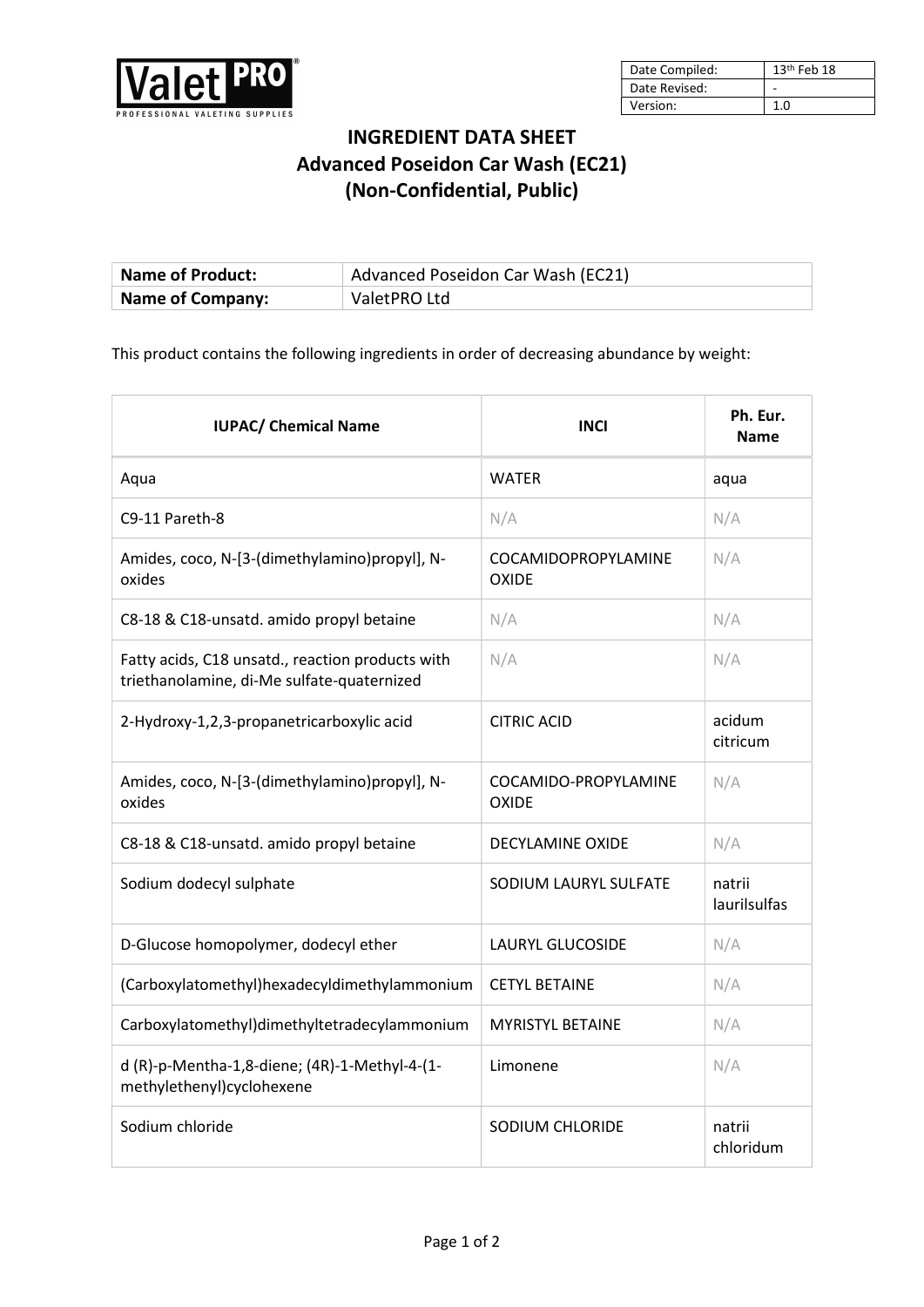| Date Compiled: | 13th Feb 18 |
|---|---|
| Date Revised: | - |
| Version: | 1.0 |

# INGREDIENT DATA SHEET
## Advanced Poseidon Car Wash (EC21)
## (Non-Confidential, Public)

| **Name of Product:** | Advanced Poseidon Car Wash (EC21) |
|---|---|
| **Name of Company:** | ValetPRO Ltd |

This product contains the following ingredients in order of decreasing abundance by weight:

| IUPAC/ Chemical Name | INCI | Ph. Eur. Name |
|---|---|---|
| Aqua | WATER | aqua |
| C9-11 Pareth-8 | N/A | N/A |
| Amides, coco, N-[3-(dimethylamino)propyl], N-oxides | COCAMIDOPROPYLAMINE OXIDE | N/A |
| C8-18 & C18-unsatd. amido propyl betaine | N/A | N/A |
| Fatty acids, C18 unsatd., reaction products with triethanolamine, di-Me sulfate-quaternized | N/A | N/A |
| 2-Hydroxy-1,2,3-propanetricarboxylic acid | CITRIC ACID | acidum citricum |
| Amides, coco, N-[3-(dimethylamino)propyl], N-oxides | COCAMIDO-PROPYLAMINE OXIDE | N/A |
| C8-18 & C18-unsatd. amido propyl betaine | DECYLAMINE OXIDE | N/A |
| Sodium dodecyl sulphate | SODIUM LAURYL SULFATE | natrii laurilsulfas |
| D-Glucose homopolymer, dodecyl ether | LAURYL GLUCOSIDE | N/A |
| (Carboxylatomethyl)hexadecyldimethylammonium | CETYL BETAINE | N/A |
| Carboxylatomethyl)dimethyltetradecylammonium | MYRISTYL BETAINE | N/A |
| d (R)-p-Mentha-1,8-diene; (4R)-1-Methyl-4-(1-methylethenyl)cyclohexene | Limonene | N/A |
| Sodium chloride | SODIUM CHLORIDE | natrii chloridum |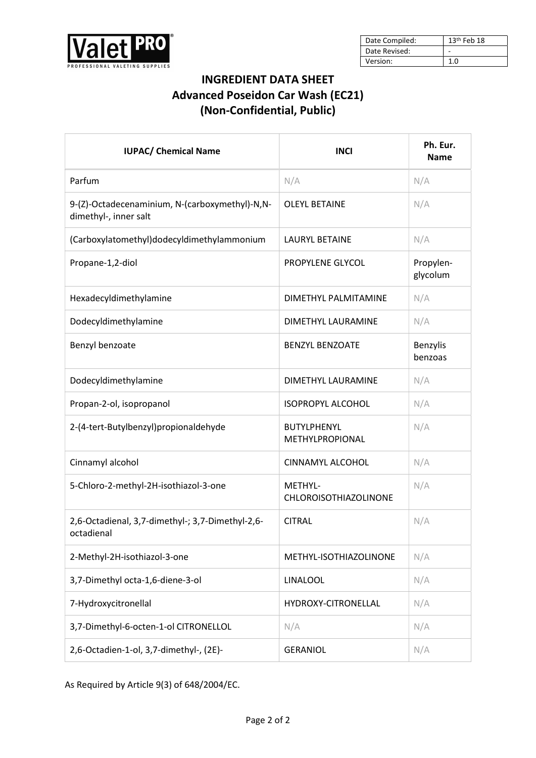| Date Compiled: | 13th Feb 18 |
|---|---|
| Date Revised: | - |
| Version: | 1.0 |

# INGREDIENT DATA SHEET
## Advanced Poseidon Car Wash (EC21)
## (Non-Confidential, Public)

| IUPAC/ Chemical Name | INCI | Ph. Eur. Name |
|---|---|---|
| Parfum | N/A | N/A |
| 9-(Z)-Octadecenaminium, N-(carboxymethyl)-N,N-dimethyl-, inner salt | OLEYL BETAINE | N/A |
| (Carboxylatomethyl)dodecyldimethylammonium | LAURYL BETAINE | N/A |
| Propane-1,2-diol | PROPYLENE GLYCOL | Propylen-glycolum |
| Hexadecyldimethylamine | DIMETHYL PALMITAMINE | N/A |
| Dodecyldimethylamine | DIMETHYL LAURAMINE | N/A |
| Benzyl benzoate | BENZYL BENZOATE | Benzylis benzoas |
| Dodecyldimethylamine | DIMETHYL LAURAMINE | N/A |
| Propan-2-ol, isopropanol | ISOPROPYL ALCOHOL | N/A |
| 2-(4-tert-Butylbenzyl)propionaldehyde | BUTYLPHENYL METHYLPROPIONAL | N/A |
| Cinnamyl alcohol | CINNAMYL ALCOHOL | N/A |
| 5-Chloro-2-methyl-2H-isothiazol-3-one | METHYL-CHLOROISOTHIAZOLINONE | N/A |
| 2,6-Octadienal, 3,7-dimethyl-; 3,7-Dimethyl-2,6-octadienal | CITRAL | N/A |
| 2-Methyl-2H-isothiazol-3-one | METHYL-ISOTHIAZOLINONE | N/A |
| 3,7-Dimethyl octa-1,6-diene-3-ol | LINALOOL | N/A |
| 7-Hydroxycitronellal | HYDROXY-CITRONELLAL | N/A |
| 3,7-Dimethyl-6-octen-1-ol CITRONELLOL | N/A | N/A |
| 2,6-Octadien-1-ol, 3,7-dimethyl-, (2E)- | GERANIOL | N/A |

As Required by Article 9(3) of 648/2004/EC.